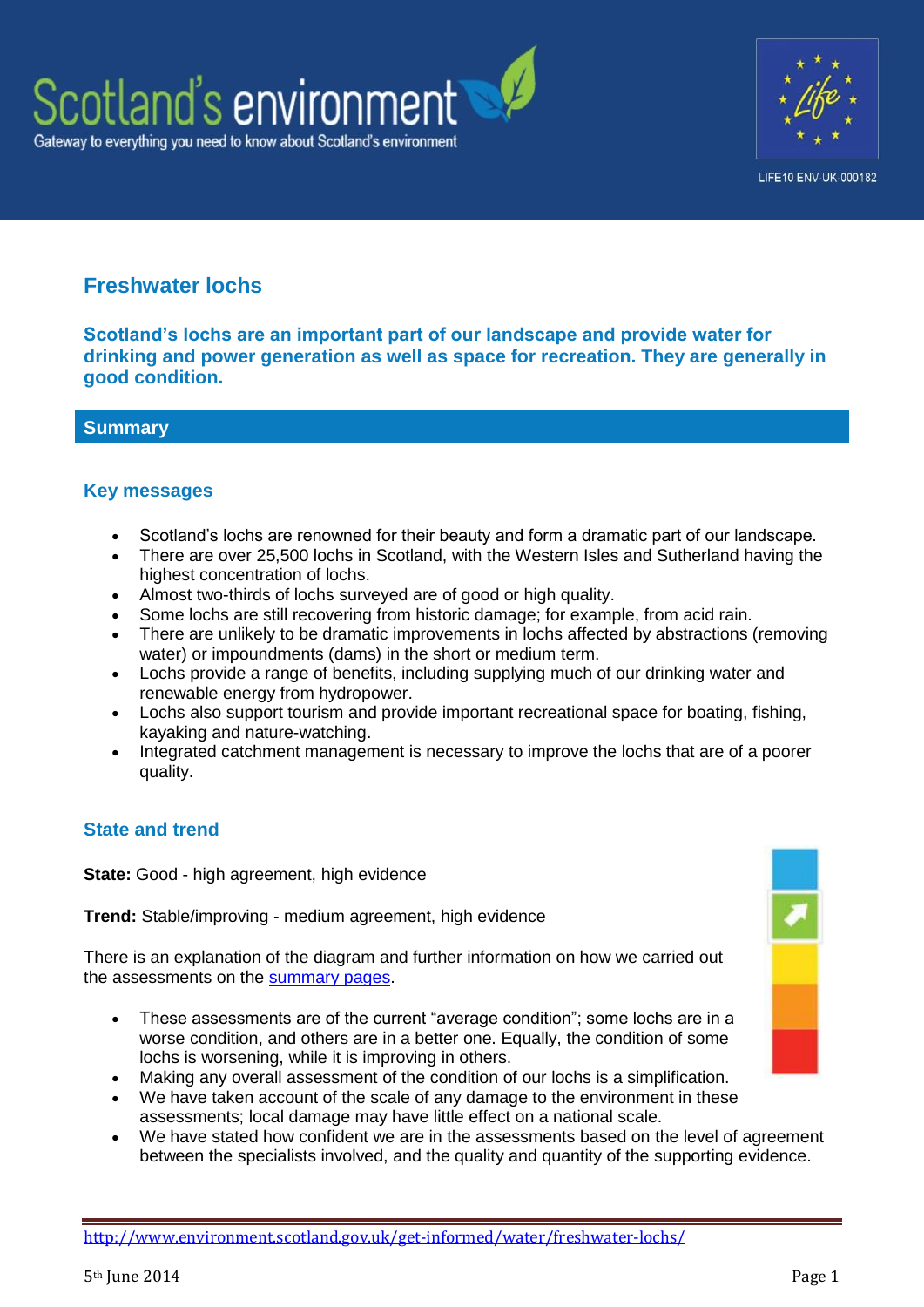# Freshwater lochs

**Scotland's lochs are an important part of our landscape and provide water for drinking and power generation as well as space for recreation. They are generally in good condition.**

## Summary

### Key messages

- Scotland's lochs are renowned for their beauty and form a dramatic part of our landscape.
- There are over 25,500 lochs in Scotland, with the Western Isles and Sutherland having the highest concentration of lochs.
- Almost two-thirds of lochs surveyed are of good or high quality.
- Some lochs are still recovering from historic damage; for example, from acid rain.
- There are unlikely to be dramatic improvements in lochs affected by abstractions (removing water) or impoundments (dams) in the short or medium term.
- Lochs provide a range of benefits, including supplying much of our drinking water and renewable energy from hydropower.
- Lochs also support tourism and provide important recreational space for boating, fishing, kayaking and nature-watching.
- Integrated catchment management is necessary to improve the lochs that are of a poorer quality.

### State and trend

**State:** Good - high agreement, high evidence

**Trend:** Stable/improving - medium agreement, high evidence

There is an explanation of the diagram and further information on how we carried out the assessments on the summary pages.

- These assessments are of the current "average condition"; some lochs are in a worse condition, and others are in a better one. Equally, the condition of some lochs is worsening, while it is improving in others.
- Making any overall assessment of the condition of our lochs is a simplification.
- We have taken account of the scale of any damage to the environment in these assessments; local damage may have little effect on a national scale.
- We have stated how confident we are in the assessments based on the level of agreement between the specialists involved, and the quality and quantity of the supporting evidence.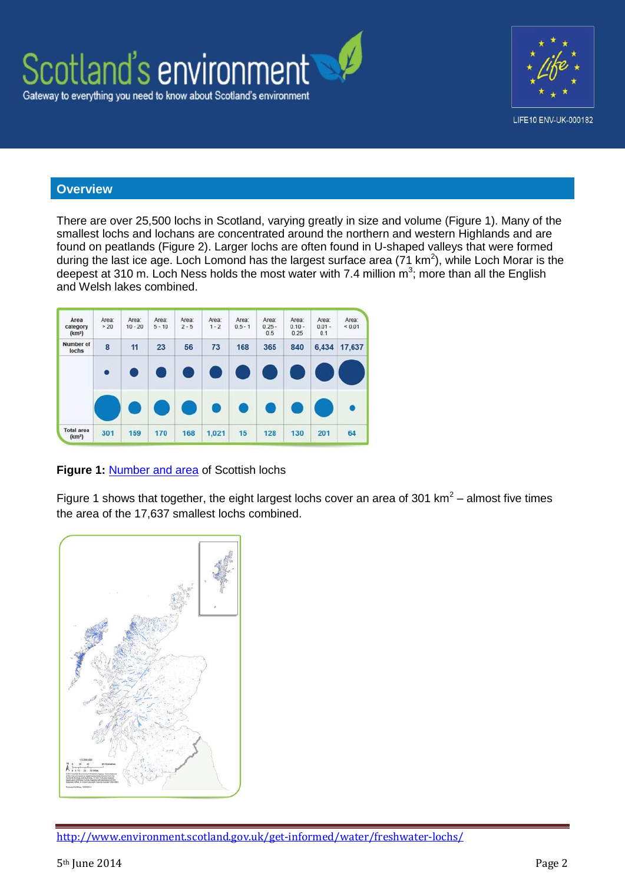## Overview

There are over 25,500 lochs in Scotland, varying greatly in size and volume (Figure 1). Many of the smallest lochs and lochans are concentrated around the northern and western Highlands and are found on peatlands (Figure 2). Larger lochs are often found in U-shaped valleys that were formed during the last ice age. Loch Lomond has the largest surface area (71 km$^2$), while Loch Morar is the deepest at 310 m. Loch Ness holds the most water with 7.4 million m$^3$; more than all the English and Welsh lakes combined.

| Area category (km²) | Area: > 20 | Area: 10 - 20 | Area: 5 - 10 | Area: 2 - 5 | Area: 1 - 2 | Area: 0.5 - 1 | Area: 0.25 - 0.5 | Area: 0.10 - 0.25 | Area: 0.01 - 0.1 | Area: < 0.01 |
|---|---|---|---|---|---|---|---|---|---|---|
| Number of lochs | 8 | 11 | 23 | 56 | 73 | 168 | 365 | 840 | 6,434 | 17,637 |
| Total area (km²) | 301 | 159 | 170 | 168 | 1,021 | 15 | 128 | 130 | 201 | 64 |

**Figure 1:** Number and area of Scottish lochs

Figure 1 shows that together, the eight largest lochs cover an area of 301 km$^2$ – almost five times the area of the 17,637 smallest lochs combined.

http://www.environment.scotland.gov.uk/get-informed/water/freshwater-lochs/

5th June 2014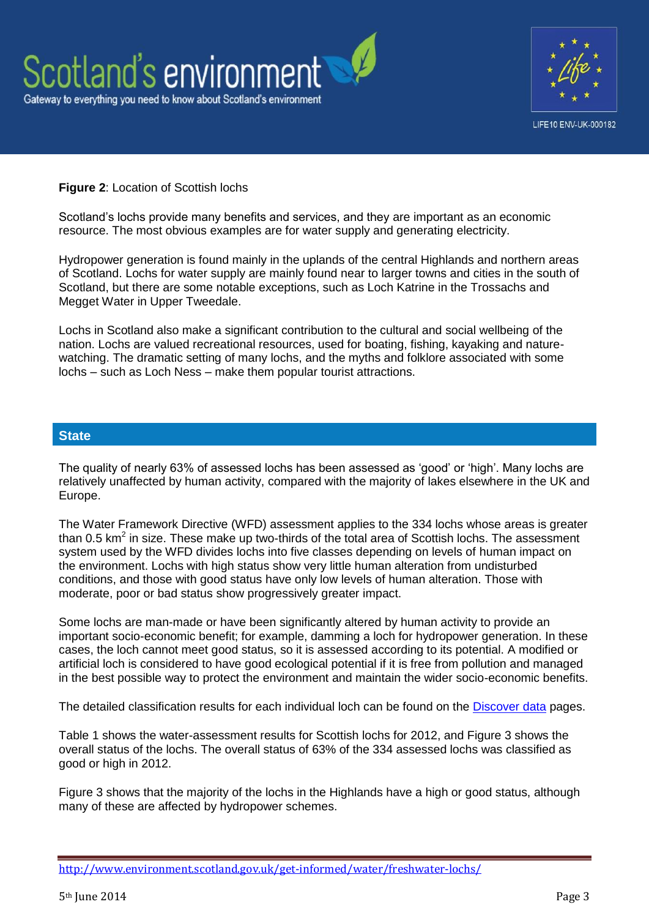**Figure 2**: Location of Scottish lochs

Scotland's lochs provide many benefits and services, and they are important as an economic resource. The most obvious examples are for water supply and generating electricity.

Hydropower generation is found mainly in the uplands of the central Highlands and northern areas of Scotland. Lochs for water supply are mainly found near to larger towns and cities in the south of Scotland, but there are some notable exceptions, such as Loch Katrine in the Trossachs and Megget Water in Upper Tweedale.

Lochs in Scotland also make a significant contribution to the cultural and social wellbeing of the nation. Lochs are valued recreational resources, used for boating, fishing, kayaking and nature-watching. The dramatic setting of many lochs, and the myths and folklore associated with some lochs – such as Loch Ness – make them popular tourist attractions.

## State

The quality of nearly 63% of assessed lochs has been assessed as 'good' or 'high'. Many lochs are relatively unaffected by human activity, compared with the majority of lakes elsewhere in the UK and Europe.

The Water Framework Directive (WFD) assessment applies to the 334 lochs whose areas is greater than 0.5 $km^2$ in size. These make up two-thirds of the total area of Scottish lochs. The assessment system used by the WFD divides lochs into five classes depending on levels of human impact on the environment. Lochs with high status show very little human alteration from undisturbed conditions, and those with good status have only low levels of human alteration. Those with moderate, poor or bad status show progressively greater impact.

Some lochs are man-made or have been significantly altered by human activity to provide an important socio-economic benefit; for example, damming a loch for hydropower generation. In these cases, the loch cannot meet good status, so it is assessed according to its potential. A modified or artificial loch is considered to have good ecological potential if it is free from pollution and managed in the best possible way to protect the environment and maintain the wider socio-economic benefits.

The detailed classification results for each individual loch can be found on the Discover data pages.

Table 1 shows the water-assessment results for Scottish lochs for 2012, and Figure 3 shows the overall status of the lochs. The overall status of 63% of the 334 assessed lochs was classified as good or high in 2012.

Figure 3 shows that the majority of the lochs in the Highlands have a high or good status, although many of these are affected by hydropower schemes.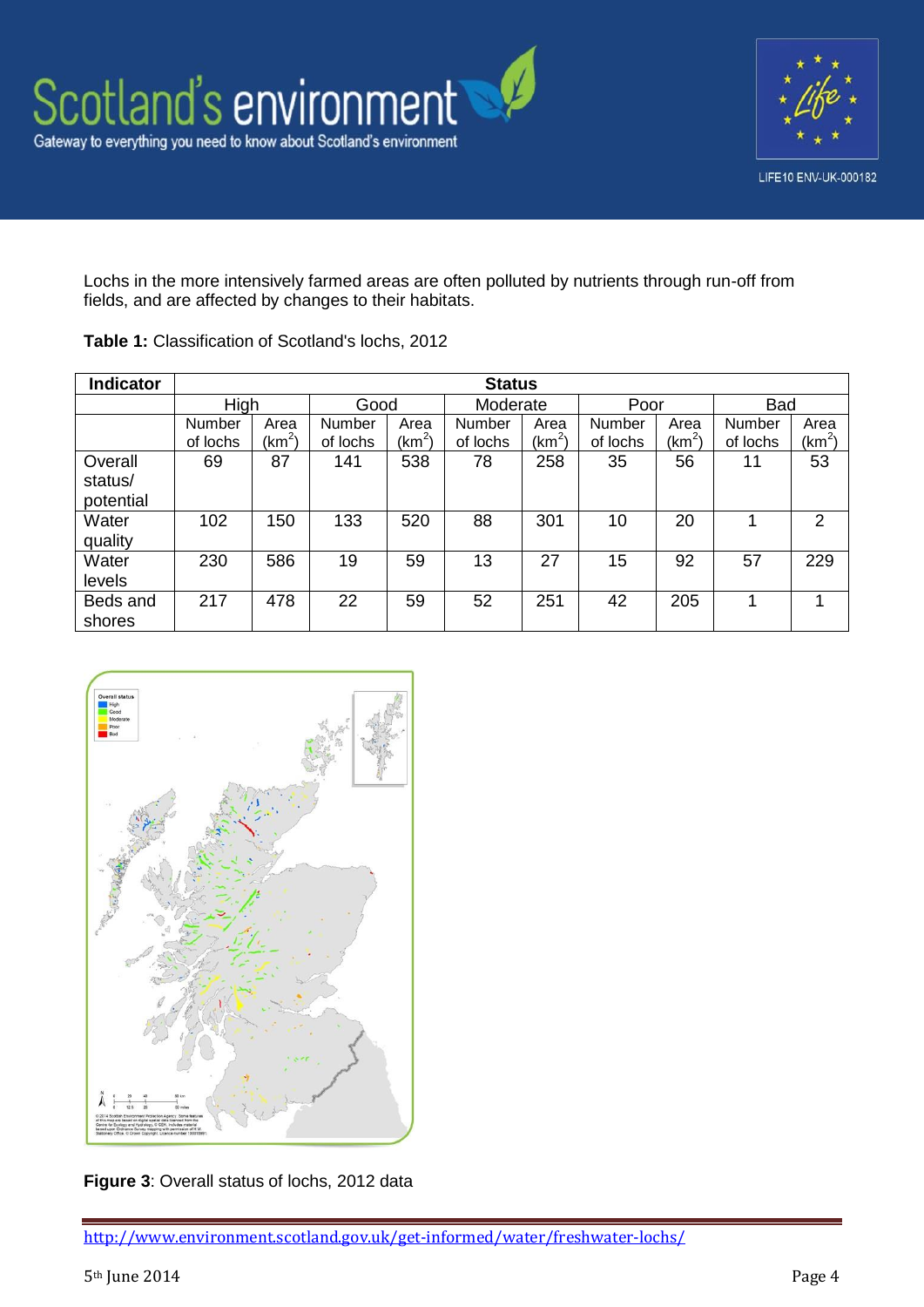Lochs in the more intensively farmed areas are often polluted by nutrients through run-off from fields, and are affected by changes to their habitats.

**Table 1:** Classification of Scotland's lochs, 2012

| Indicator | Status | | | | | | | | | |
|---|---|---|---|---|---|---|---|---|---|---|
| | High | | Good | | Moderate | | Poor | | Bad | |
| | Number of lochs | Area ($km^2$) | Number of lochs | Area ($km^2$) | Number of lochs | Area ($km^2$) | Number of lochs | Area ($km^2$) | Number of lochs | Area ($km^2$) |
| Overall status/ potential | 69 | 87 | 141 | 538 | 78 | 258 | 35 | 56 | 11 | 53 |
| Water quality | 102 | 150 | 133 | 520 | 88 | 301 | 10 | 20 | 1 | 2 |
| Water levels | 230 | 586 | 19 | 59 | 13 | 27 | 15 | 92 | 57 | 229 |
| Beds and shores | 217 | 478 | 22 | 59 | 52 | 251 | 42 | 205 | 1 | 1 |

**Figure 3**: Overall status of lochs, 2012 data

http://www.environment.scotland.gov.uk/get-informed/water/freshwater-lochs/

5th June 2014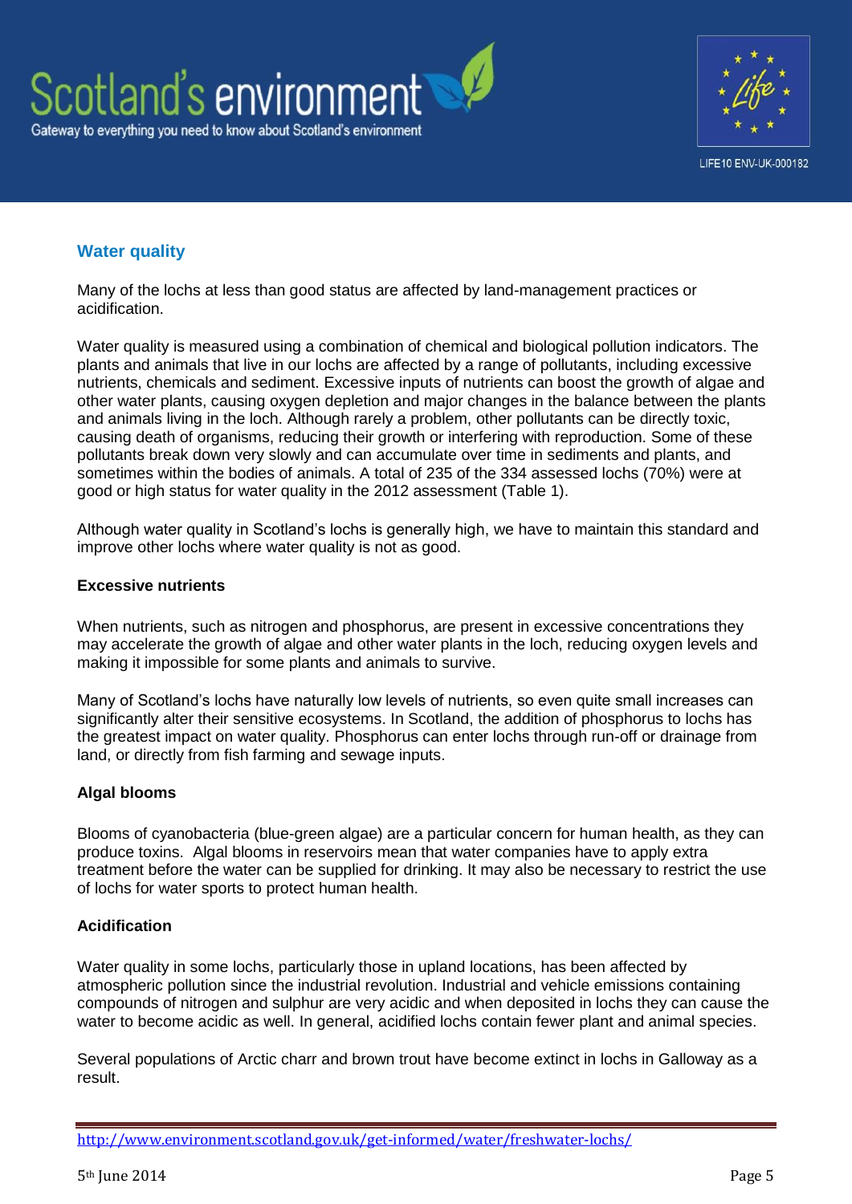## Water quality

Many of the lochs at less than good status are affected by land-management practices or acidification.

Water quality is measured using a combination of chemical and biological pollution indicators. The plants and animals that live in our lochs are affected by a range of pollutants, including excessive nutrients, chemicals and sediment. Excessive inputs of nutrients can boost the growth of algae and other water plants, causing oxygen depletion and major changes in the balance between the plants and animals living in the loch. Although rarely a problem, other pollutants can be directly toxic, causing death of organisms, reducing their growth or interfering with reproduction. Some of these pollutants break down very slowly and can accumulate over time in sediments and plants, and sometimes within the bodies of animals. A total of 235 of the 334 assessed lochs (70%) were at good or high status for water quality in the 2012 assessment (Table 1).

Although water quality in Scotland's lochs is generally high, we have to maintain this standard and improve other lochs where water quality is not as good.

### Excessive nutrients

When nutrients, such as nitrogen and phosphorus, are present in excessive concentrations they may accelerate the growth of algae and other water plants in the loch, reducing oxygen levels and making it impossible for some plants and animals to survive.

Many of Scotland's lochs have naturally low levels of nutrients, so even quite small increases can significantly alter their sensitive ecosystems. In Scotland, the addition of phosphorus to lochs has the greatest impact on water quality. Phosphorus can enter lochs through run-off or drainage from land, or directly from fish farming and sewage inputs.

### Algal blooms

Blooms of cyanobacteria (blue-green algae) are a particular concern for human health, as they can produce toxins. Algal blooms in reservoirs mean that water companies have to apply extra treatment before the water can be supplied for drinking. It may also be necessary to restrict the use of lochs for water sports to protect human health.

### Acidification

Water quality in some lochs, particularly those in upland locations, has been affected by atmospheric pollution since the industrial revolution. Industrial and vehicle emissions containing compounds of nitrogen and sulphur are very acidic and when deposited in lochs they can cause the water to become acidic as well. In general, acidified lochs contain fewer plant and animal species.

Several populations of Arctic charr and brown trout have become extinct in lochs in Galloway as a result.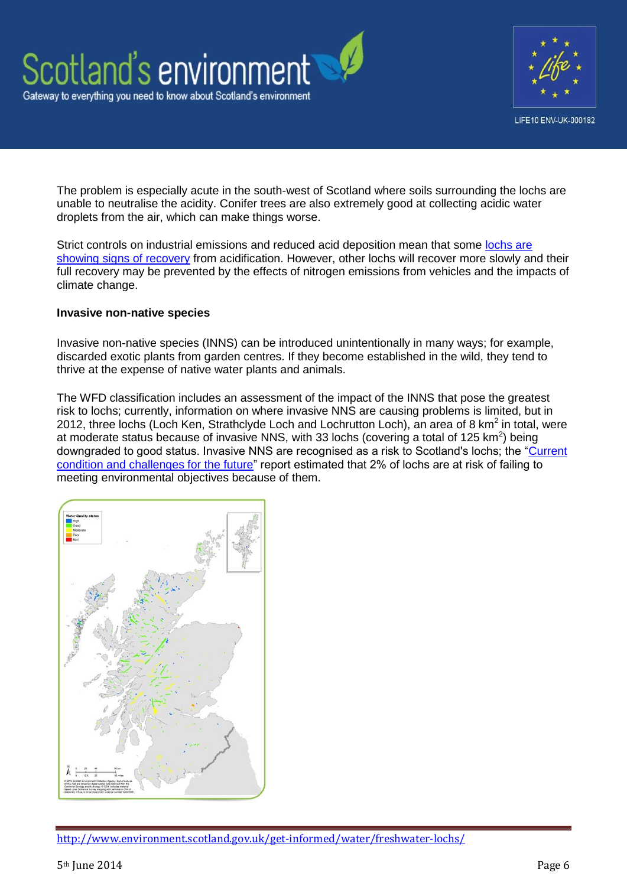The problem is especially acute in the south-west of Scotland where soils surrounding the lochs are unable to neutralise the acidity. Conifer trees are also extremely good at collecting acidic water droplets from the air, which can make things worse.

Strict controls on industrial emissions and reduced acid deposition mean that some lochs are showing signs of recovery from acidification. However, other lochs will recover more slowly and their full recovery may be prevented by the effects of nitrogen emissions from vehicles and the impacts of climate change.

**Invasive non-native species**

Invasive non-native species (INNS) can be introduced unintentionally in many ways; for example, discarded exotic plants from garden centres. If they become established in the wild, they tend to thrive at the expense of native water plants and animals.

The WFD classification includes an assessment of the impact of the INNS that pose the greatest risk to lochs; currently, information on where invasive NNS are causing problems is limited, but in 2012, three lochs (Loch Ken, Strathclyde Loch and Lochrutton Loch), an area of 8 km$^2$ in total, were at moderate status because of invasive NNS, with 33 lochs (covering a total of 125 km$^2$) being downgraded to good status. Invasive NNS are recognised as a risk to Scotland's lochs; the "Current condition and challenges for the future" report estimated that 2% of lochs are at risk of failing to meeting environmental objectives because of them.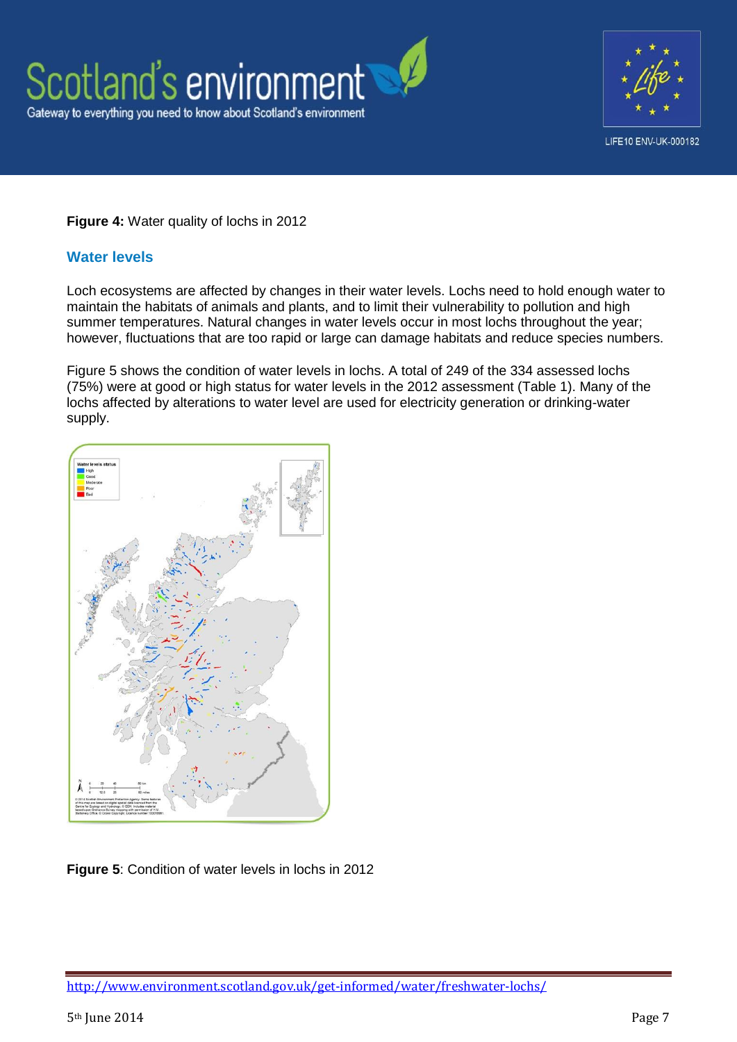**Figure 4:** Water quality of lochs in 2012

## Water levels

Loch ecosystems are affected by changes in their water levels. Lochs need to hold enough water to maintain the habitats of animals and plants, and to limit their vulnerability to pollution and high summer temperatures. Natural changes in water levels occur in most lochs throughout the year; however, fluctuations that are too rapid or large can damage habitats and reduce species numbers.

Figure 5 shows the condition of water levels in lochs. A total of 249 of the 334 assessed lochs (75%) were at good or high status for water levels in the 2012 assessment (Table 1). Many of the lochs affected by alterations to water level are used for electricity generation or drinking-water supply.

**Figure 5**: Condition of water levels in lochs in 2012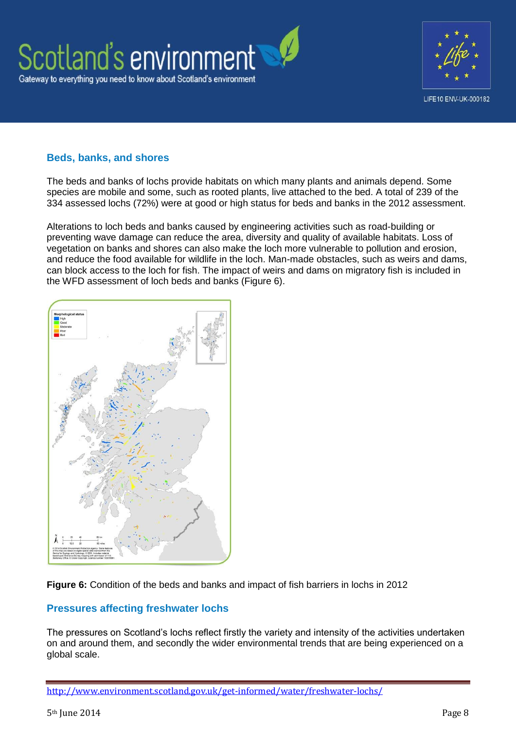## Beds, banks, and shores

The beds and banks of lochs provide habitats on which many plants and animals depend. Some species are mobile and some, such as rooted plants, live attached to the bed. A total of 239 of the 334 assessed lochs (72%) were at good or high status for beds and banks in the 2012 assessment.

Alterations to loch beds and banks caused by engineering activities such as road-building or preventing wave damage can reduce the area, diversity and quality of available habitats. Loss of vegetation on banks and shores can also make the loch more vulnerable to pollution and erosion, and reduce the food available for wildlife in the loch. Man-made obstacles, such as weirs and dams, can block access to the loch for fish. The impact of weirs and dams on migratory fish is included in the WFD assessment of loch beds and banks (Figure 6).

**Figure 6:** Condition of the beds and banks and impact of fish barriers in lochs in 2012

## Pressures affecting freshwater lochs

The pressures on Scotland's lochs reflect firstly the variety and intensity of the activities undertaken on and around them, and secondly the wider environmental trends that are being experienced on a global scale.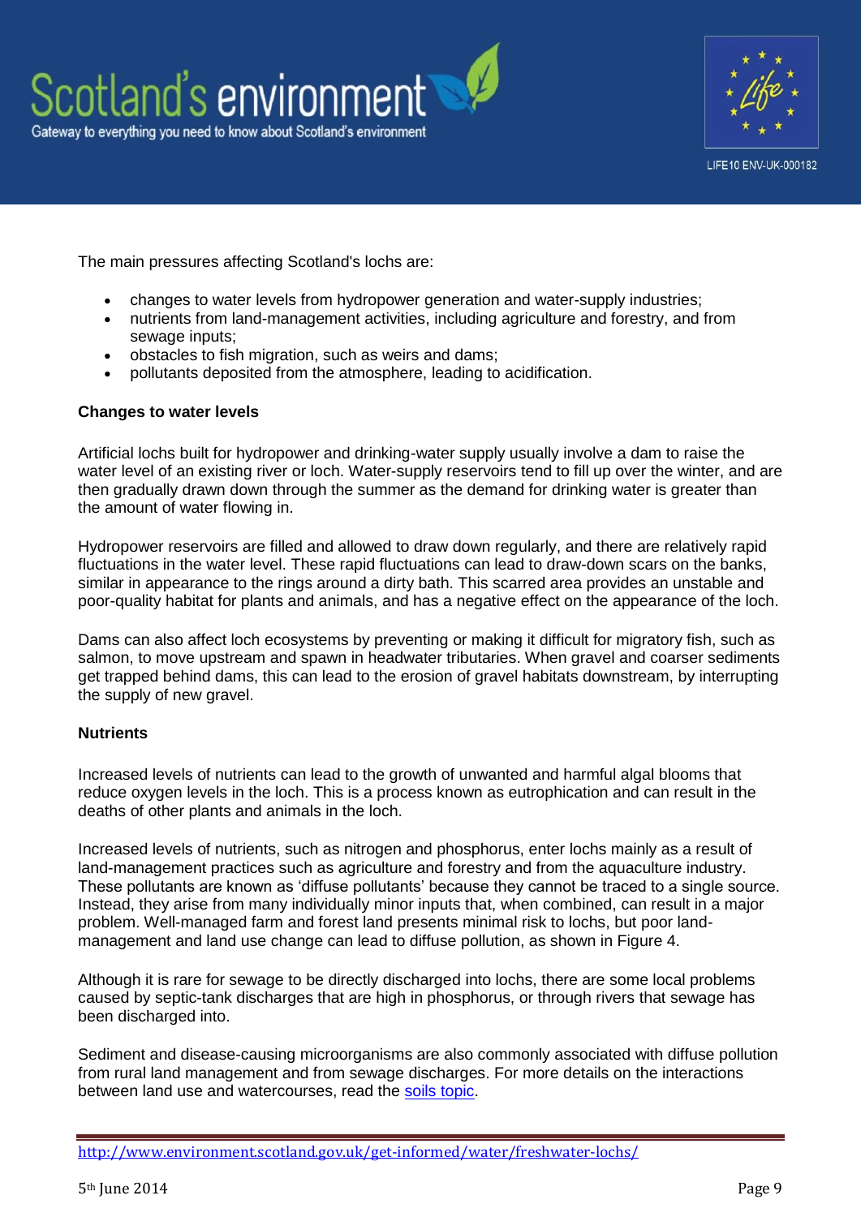The main pressures affecting Scotland's lochs are:

- changes to water levels from hydropower generation and water-supply industries;
- nutrients from land-management activities, including agriculture and forestry, and from sewage inputs;
- obstacles to fish migration, such as weirs and dams;
- pollutants deposited from the atmosphere, leading to acidification.

**Changes to water levels**

Artificial lochs built for hydropower and drinking-water supply usually involve a dam to raise the water level of an existing river or loch. Water-supply reservoirs tend to fill up over the winter, and are then gradually drawn down through the summer as the demand for drinking water is greater than the amount of water flowing in.

Hydropower reservoirs are filled and allowed to draw down regularly, and there are relatively rapid fluctuations in the water level. These rapid fluctuations can lead to draw-down scars on the banks, similar in appearance to the rings around a dirty bath. This scarred area provides an unstable and poor-quality habitat for plants and animals, and has a negative effect on the appearance of the loch.

Dams can also affect loch ecosystems by preventing or making it difficult for migratory fish, such as salmon, to move upstream and spawn in headwater tributaries. When gravel and coarser sediments get trapped behind dams, this can lead to the erosion of gravel habitats downstream, by interrupting the supply of new gravel.

**Nutrients**

Increased levels of nutrients can lead to the growth of unwanted and harmful algal blooms that reduce oxygen levels in the loch. This is a process known as eutrophication and can result in the deaths of other plants and animals in the loch.

Increased levels of nutrients, such as nitrogen and phosphorus, enter lochs mainly as a result of land-management practices such as agriculture and forestry and from the aquaculture industry. These pollutants are known as 'diffuse pollutants' because they cannot be traced to a single source. Instead, they arise from many individually minor inputs that, when combined, can result in a major problem. Well-managed farm and forest land presents minimal risk to lochs, but poor land-management and land use change can lead to diffuse pollution, as shown in Figure 4.

Although it is rare for sewage to be directly discharged into lochs, there are some local problems caused by septic-tank discharges that are high in phosphorus, or through rivers that sewage has been discharged into.

Sediment and disease-causing microorganisms are also commonly associated with diffuse pollution from rural land management and from sewage discharges. For more details on the interactions between land use and watercourses, read the soils topic.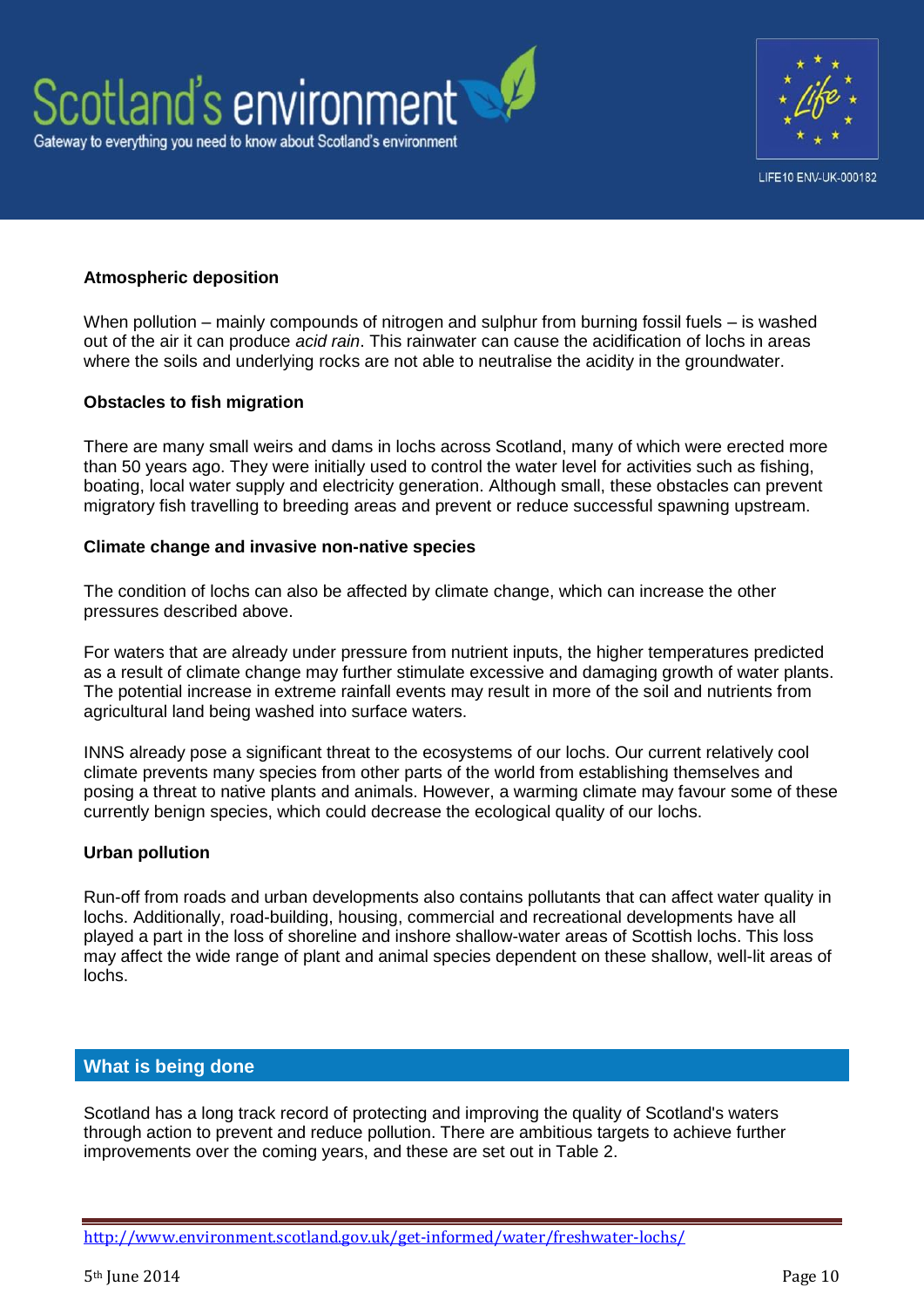### Atmospheric deposition

When pollution – mainly compounds of nitrogen and sulphur from burning fossil fuels – is washed out of the air it can produce *acid rain*. This rainwater can cause the acidification of lochs in areas where the soils and underlying rocks are not able to neutralise the acidity in the groundwater.

### Obstacles to fish migration

There are many small weirs and dams in lochs across Scotland, many of which were erected more than 50 years ago. They were initially used to control the water level for activities such as fishing, boating, local water supply and electricity generation. Although small, these obstacles can prevent migratory fish travelling to breeding areas and prevent or reduce successful spawning upstream.

### Climate change and invasive non-native species

The condition of lochs can also be affected by climate change, which can increase the other pressures described above.

For waters that are already under pressure from nutrient inputs, the higher temperatures predicted as a result of climate change may further stimulate excessive and damaging growth of water plants. The potential increase in extreme rainfall events may result in more of the soil and nutrients from agricultural land being washed into surface waters.

INNS already pose a significant threat to the ecosystems of our lochs. Our current relatively cool climate prevents many species from other parts of the world from establishing themselves and posing a threat to native plants and animals. However, a warming climate may favour some of these currently benign species, which could decrease the ecological quality of our lochs.

### Urban pollution

Run-off from roads and urban developments also contains pollutants that can affect water quality in lochs. Additionally, road-building, housing, commercial and recreational developments have all played a part in the loss of shoreline and inshore shallow-water areas of Scottish lochs. This loss may affect the wide range of plant and animal species dependent on these shallow, well-lit areas of lochs.

## What is being done

Scotland has a long track record of protecting and improving the quality of Scotland's waters through action to prevent and reduce pollution. There are ambitious targets to achieve further improvements over the coming years, and these are set out in Table 2.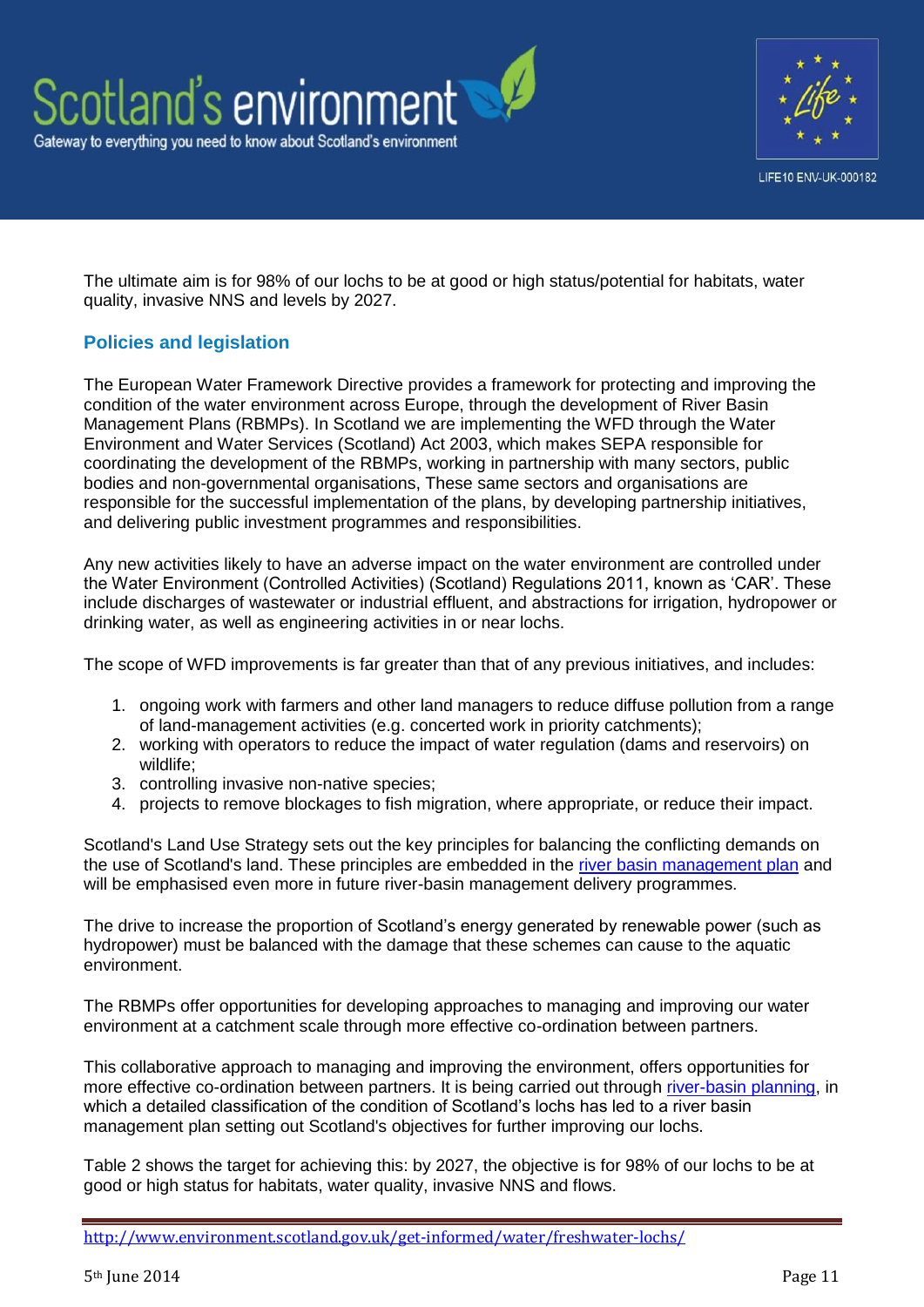The ultimate aim is for 98% of our lochs to be at good or high status/potential for habitats, water quality, invasive NNS and levels by 2027.

## Policies and legislation

The European Water Framework Directive provides a framework for protecting and improving the condition of the water environment across Europe, through the development of River Basin Management Plans (RBMPs). In Scotland we are implementing the WFD through the Water Environment and Water Services (Scotland) Act 2003, which makes SEPA responsible for coordinating the development of the RBMPs, working in partnership with many sectors, public bodies and non-governmental organisations, These same sectors and organisations are responsible for the successful implementation of the plans, by developing partnership initiatives, and delivering public investment programmes and responsibilities.

Any new activities likely to have an adverse impact on the water environment are controlled under the Water Environment (Controlled Activities) (Scotland) Regulations 2011, known as 'CAR'. These include discharges of wastewater or industrial effluent, and abstractions for irrigation, hydropower or drinking water, as well as engineering activities in or near lochs.

The scope of WFD improvements is far greater than that of any previous initiatives, and includes:

1. ongoing work with farmers and other land managers to reduce diffuse pollution from a range of land-management activities (e.g. concerted work in priority catchments);
2. working with operators to reduce the impact of water regulation (dams and reservoirs) on wildlife;
3. controlling invasive non-native species;
4. projects to remove blockages to fish migration, where appropriate, or reduce their impact.

Scotland's Land Use Strategy sets out the key principles for balancing the conflicting demands on the use of Scotland's land. These principles are embedded in the river basin management plan and will be emphasised even more in future river-basin management delivery programmes.

The drive to increase the proportion of Scotland's energy generated by renewable power (such as hydropower) must be balanced with the damage that these schemes can cause to the aquatic environment.

The RBMPs offer opportunities for developing approaches to managing and improving our water environment at a catchment scale through more effective co-ordination between partners.

This collaborative approach to managing and improving the environment, offers opportunities for more effective co-ordination between partners. It is being carried out through river-basin planning, in which a detailed classification of the condition of Scotland's lochs has led to a river basin management plan setting out Scotland's objectives for further improving our lochs.

Table 2 shows the target for achieving this: by 2027, the objective is for 98% of our lochs to be at good or high status for habitats, water quality, invasive NNS and flows.

http://www.environment.scotland.gov.uk/get-informed/water/freshwater-lochs/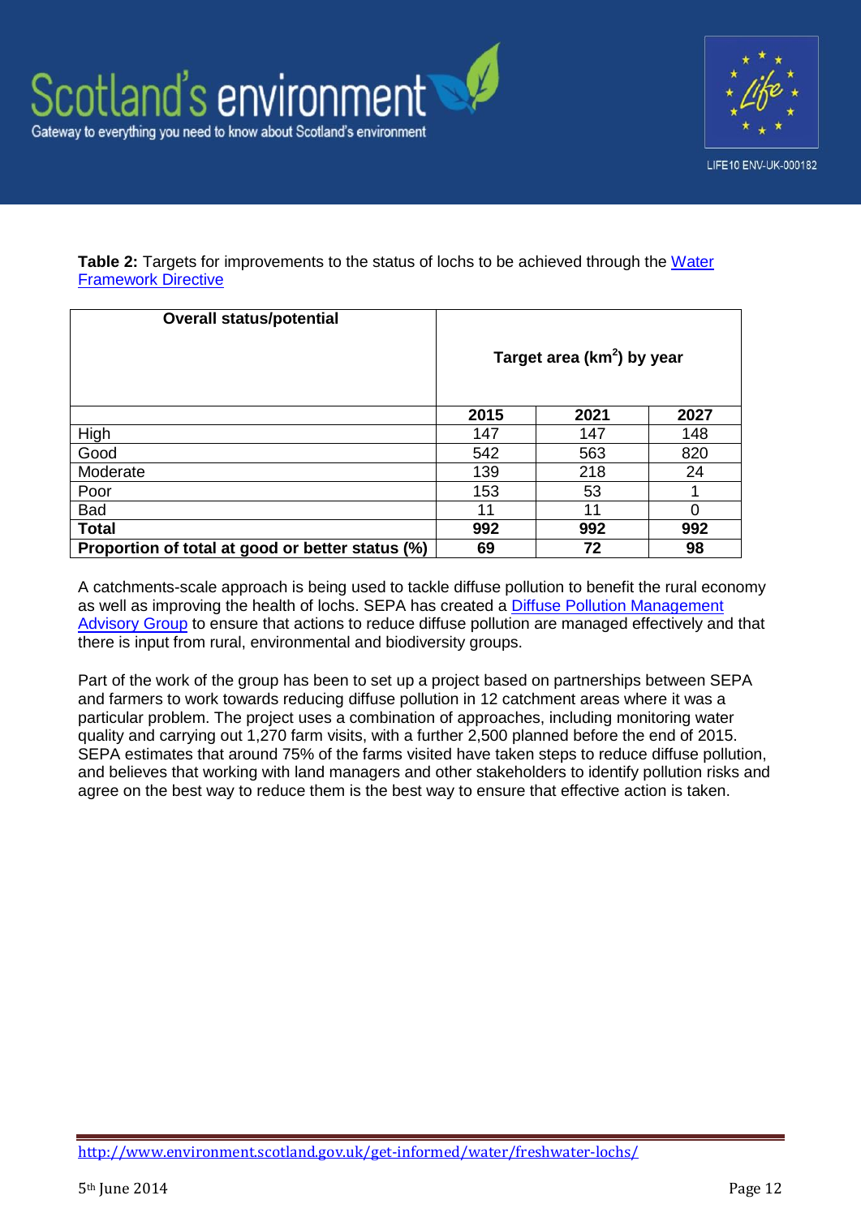**Table 2:** Targets for improvements to the status of lochs to be achieved through the Water Framework Directive

| Overall status/potential | Target area ($km^2$) by year | | |
|---|---|---|---|
| | **2015** | **2021** | **2027** |
| High | 147 | 147 | 148 |
| Good | 542 | 563 | 820 |
| Moderate | 139 | 218 | 24 |
| Poor | 153 | 53 | 1 |
| Bad | 11 | 11 | 0 |
| **Total** | **992** | **992** | **992** |
| **Proportion of total at good or better status (%)** | **69** | **72** | **98** |

A catchments-scale approach is being used to tackle diffuse pollution to benefit the rural economy as well as improving the health of lochs. SEPA has created a Diffuse Pollution Management Advisory Group to ensure that actions to reduce diffuse pollution are managed effectively and that there is input from rural, environmental and biodiversity groups.

Part of the work of the group has been to set up a project based on partnerships between SEPA and farmers to work towards reducing diffuse pollution in 12 catchment areas where it was a particular problem. The project uses a combination of approaches, including monitoring water quality and carrying out 1,270 farm visits, with a further 2,500 planned before the end of 2015. SEPA estimates that around 75% of the farms visited have taken steps to reduce diffuse pollution, and believes that working with land managers and other stakeholders to identify pollution risks and agree on the best way to reduce them is the best way to ensure that effective action is taken.